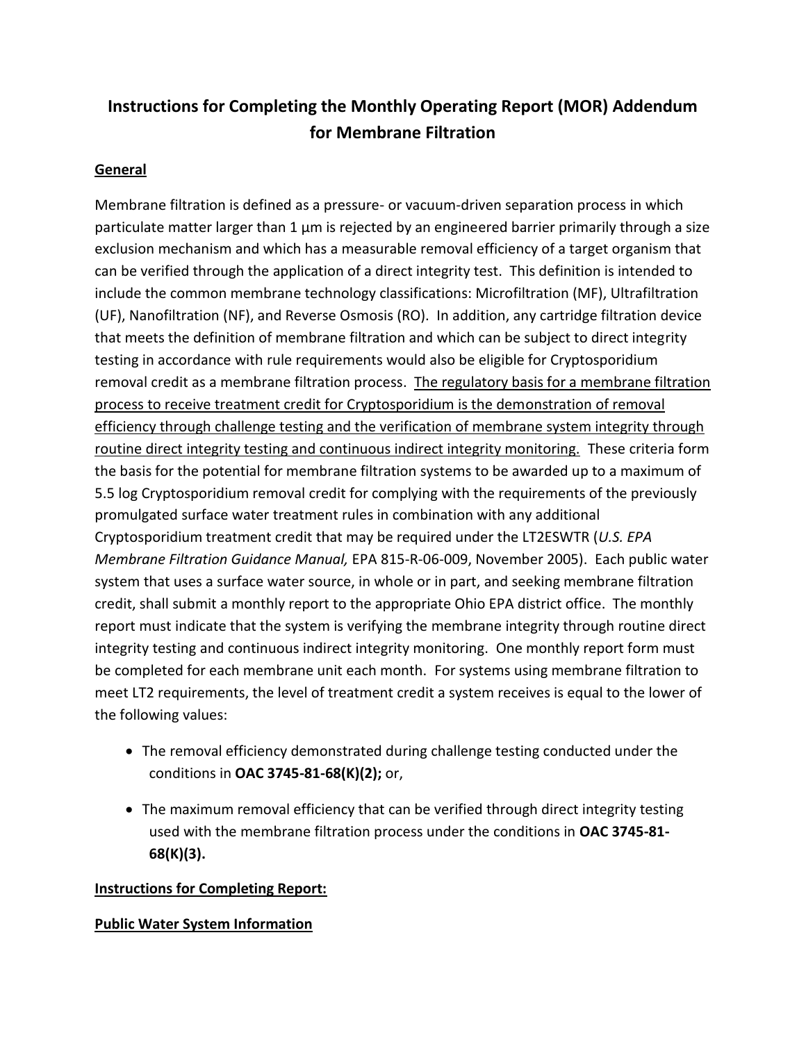# Instructions for Completing the Monthly Operating Report (MOR) Addendum for Membrane Filtration

## General

Membrane filtration is defined as a pressure- or vacuum-driven separation process in which particulate matter larger than 1 µm is rejected by an engineered barrier primarily through a size exclusion mechanism and which has a measurable removal efficiency of a target organism that can be verified through the application of a direct integrity test. This definition is intended to include the common membrane technology classifications: Microfiltration (MF), Ultrafiltration (UF), Nanofiltration (NF), and Reverse Osmosis (RO). In addition, any cartridge filtration device that meets the definition of membrane filtration and which can be subject to direct integrity testing in accordance with rule requirements would also be eligible for Cryptosporidium removal credit as a membrane filtration process. <u>The regulatory basis for a membrane filtration process to receive treatment credit for Cryptosporidium is the demonstration of removal efficiency through challenge testing and the verification of membrane system integrity through routine direct integrity testing and continuous indirect integrity monitoring.</u> These criteria form the basis for the potential for membrane filtration systems to be awarded up to a maximum of 5.5 log Cryptosporidium removal credit for complying with the requirements of the previously promulgated surface water treatment rules in combination with any additional Cryptosporidium treatment credit that may be required under the LT2ESWTR (*U.S. EPA Membrane Filtration Guidance Manual,* EPA 815-R-06-009, November 2005). Each public water system that uses a surface water source, in whole or in part, and seeking membrane filtration credit, shall submit a monthly report to the appropriate Ohio EPA district office. The monthly report must indicate that the system is verifying the membrane integrity through routine direct integrity testing and continuous indirect integrity monitoring. One monthly report form must be completed for each membrane unit each month. For systems using membrane filtration to meet LT2 requirements, the level of treatment credit a system receives is equal to the lower of the following values:

- The removal efficiency demonstrated during challenge testing conducted under the conditions in **OAC 3745-81-68(K)(2);** or,
- The maximum removal efficiency that can be verified through direct integrity testing used with the membrane filtration process under the conditions in **OAC 3745-81-68(K)(3).**

## Instructions for Completing Report:

### Public Water System Information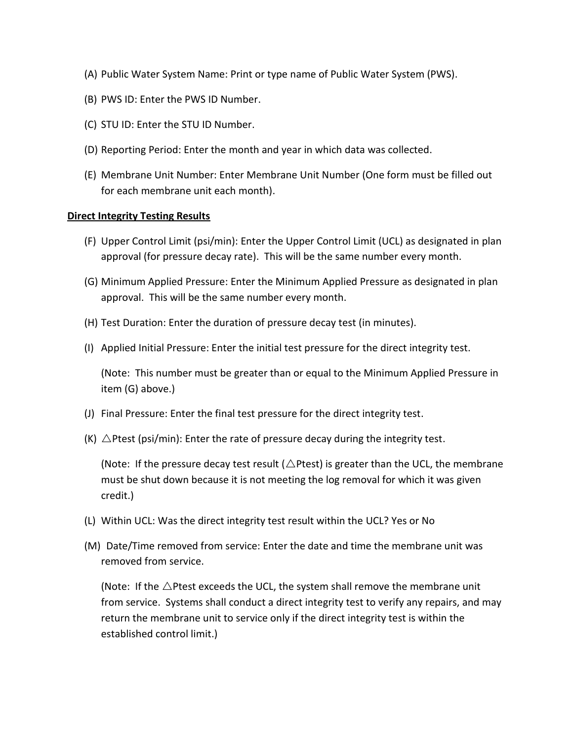(A) Public Water System Name: Print or type name of Public Water System (PWS).

(B) PWS ID: Enter the PWS ID Number.

(C) STU ID: Enter the STU ID Number.

(D) Reporting Period: Enter the month and year in which data was collected.

(E) Membrane Unit Number: Enter Membrane Unit Number (One form must be filled out for each membrane unit each month).

**Direct Integrity Testing Results**

(F) Upper Control Limit (psi/min): Enter the Upper Control Limit (UCL) as designated in plan approval (for pressure decay rate). This will be the same number every month.

(G) Minimum Applied Pressure: Enter the Minimum Applied Pressure as designated in plan approval. This will be the same number every month.

(H) Test Duration: Enter the duration of pressure decay test (in minutes).

(I) Applied Initial Pressure: Enter the initial test pressure for the direct integrity test.

(Note: This number must be greater than or equal to the Minimum Applied Pressure in item (G) above.)

(J) Final Pressure: Enter the final test pressure for the direct integrity test.

(K) △Ptest (psi/min): Enter the rate of pressure decay during the integrity test.

(Note: If the pressure decay test result (△Ptest) is greater than the UCL, the membrane must be shut down because it is not meeting the log removal for which it was given credit.)

(L) Within UCL: Was the direct integrity test result within the UCL? Yes or No

(M) Date/Time removed from service: Enter the date and time the membrane unit was removed from service.

(Note: If the △Ptest exceeds the UCL, the system shall remove the membrane unit from service. Systems shall conduct a direct integrity test to verify any repairs, and may return the membrane unit to service only if the direct integrity test is within the established control limit.)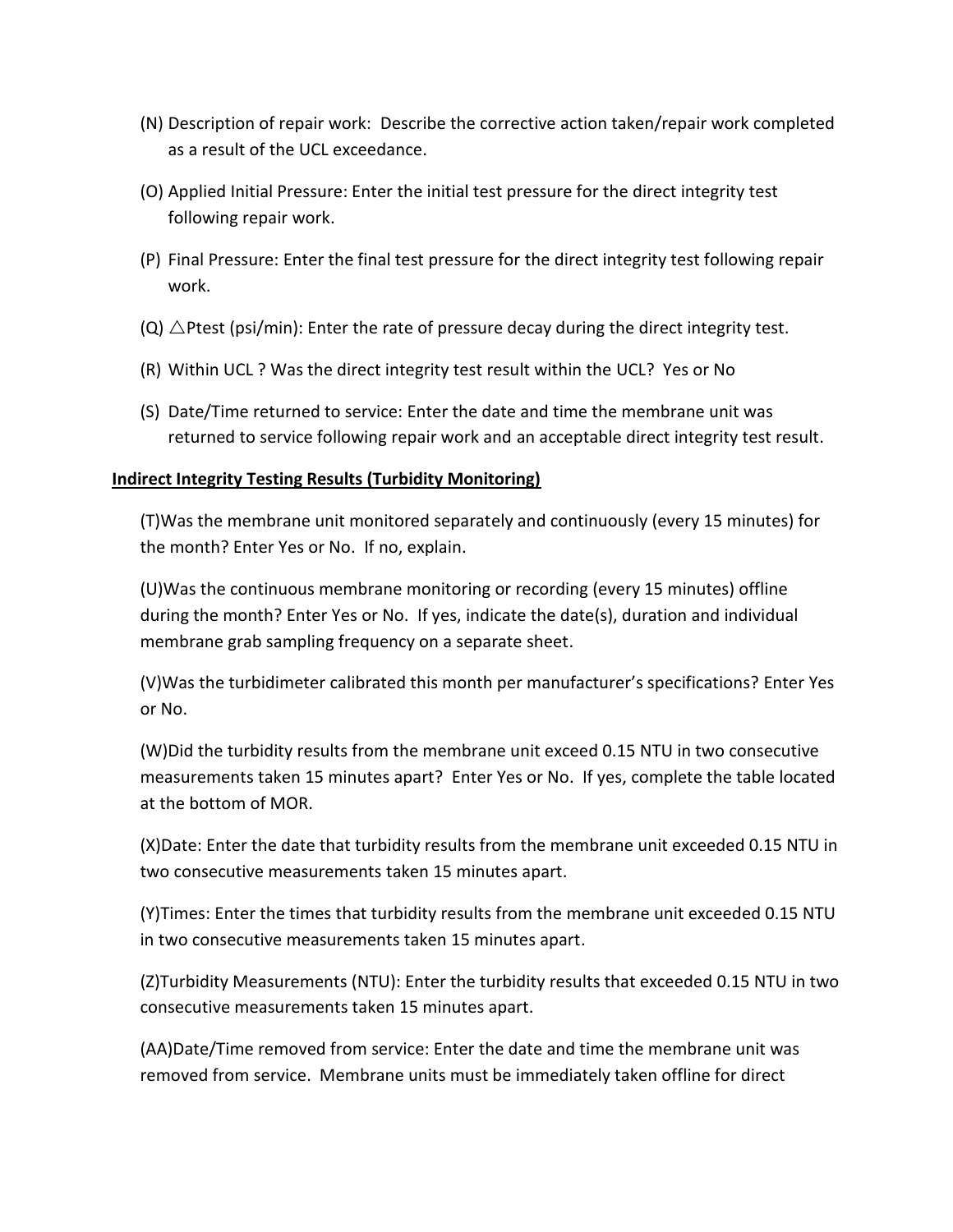(N) Description of repair work: Describe the corrective action taken/repair work completed as a result of the UCL exceedance.

(O) Applied Initial Pressure: Enter the initial test pressure for the direct integrity test following repair work.

(P) Final Pressure: Enter the final test pressure for the direct integrity test following repair work.

(Q) $\triangle$Ptest (psi/min): Enter the rate of pressure decay during the direct integrity test.

(R) Within UCL ? Was the direct integrity test result within the UCL? Yes or No

(S) Date/Time returned to service: Enter the date and time the membrane unit was returned to service following repair work and an acceptable direct integrity test result.

**Indirect Integrity Testing Results (Turbidity Monitoring)**

(T)Was the membrane unit monitored separately and continuously (every 15 minutes) for the month? Enter Yes or No. If no, explain.

(U)Was the continuous membrane monitoring or recording (every 15 minutes) offline during the month? Enter Yes or No. If yes, indicate the date(s), duration and individual membrane grab sampling frequency on a separate sheet.

(V)Was the turbidimeter calibrated this month per manufacturer's specifications? Enter Yes or No.

(W)Did the turbidity results from the membrane unit exceed 0.15 NTU in two consecutive measurements taken 15 minutes apart? Enter Yes or No. If yes, complete the table located at the bottom of MOR.

(X)Date: Enter the date that turbidity results from the membrane unit exceeded 0.15 NTU in two consecutive measurements taken 15 minutes apart.

(Y)Times: Enter the times that turbidity results from the membrane unit exceeded 0.15 NTU in two consecutive measurements taken 15 minutes apart.

(Z)Turbidity Measurements (NTU): Enter the turbidity results that exceeded 0.15 NTU in two consecutive measurements taken 15 minutes apart.

(AA)Date/Time removed from service: Enter the date and time the membrane unit was removed from service. Membrane units must be immediately taken offline for direct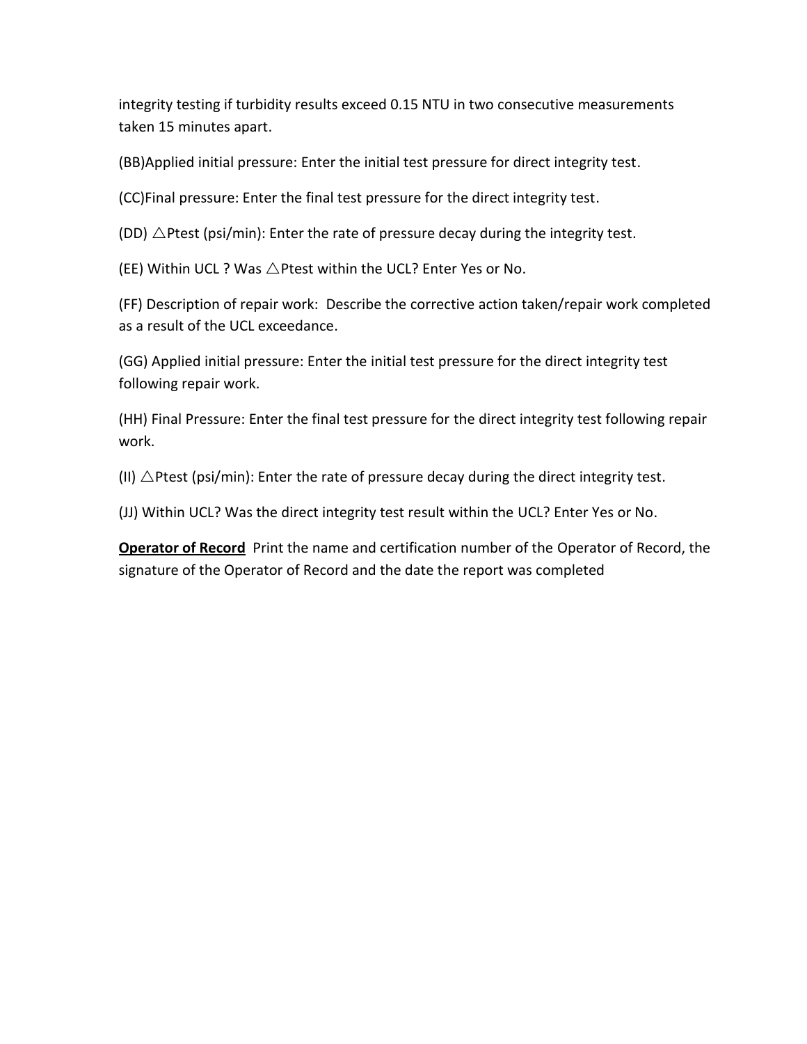integrity testing if turbidity results exceed 0.15 NTU in two consecutive measurements taken 15 minutes apart.

(BB)Applied initial pressure: Enter the initial test pressure for direct integrity test.

(CC)Final pressure: Enter the final test pressure for the direct integrity test.

(DD) △Ptest (psi/min): Enter the rate of pressure decay during the integrity test.

(EE) Within UCL ? Was △Ptest within the UCL? Enter Yes or No.

(FF) Description of repair work: Describe the corrective action taken/repair work completed as a result of the UCL exceedance.

(GG) Applied initial pressure: Enter the initial test pressure for the direct integrity test following repair work.

(HH) Final Pressure: Enter the final test pressure for the direct integrity test following repair work.

(II) △Ptest (psi/min): Enter the rate of pressure decay during the direct integrity test.

(JJ) Within UCL? Was the direct integrity test result within the UCL? Enter Yes or No.

**Operator of Record** Print the name and certification number of the Operator of Record, the signature of the Operator of Record and the date the report was completed